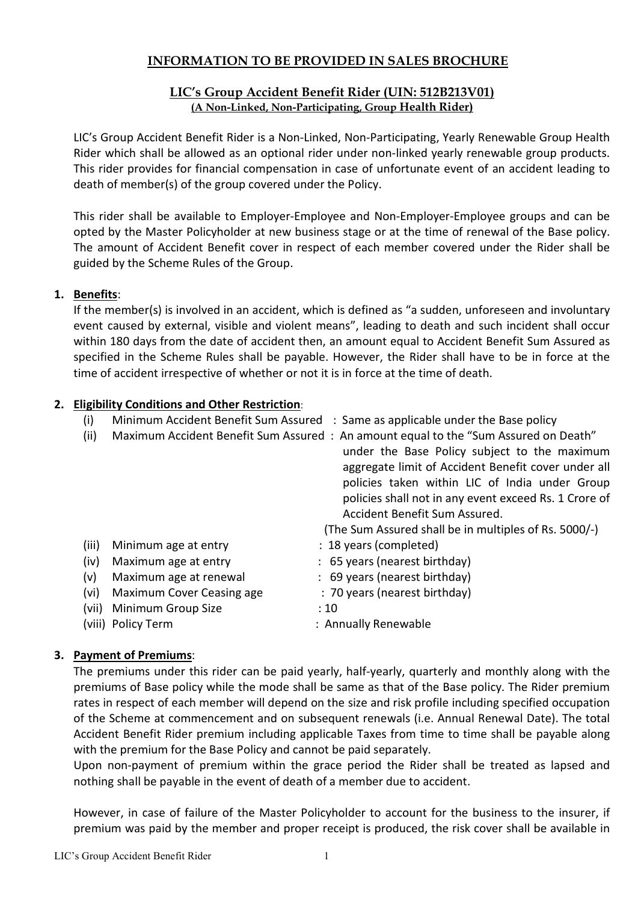# INFORMATION TO BE PROVIDED IN SALES BROCHURE

## LIC's Group Accident Benefit Rider (UIN: 512B213V01)

**(A Non-Linked, Non-Participating, Group Health Rider)**

LIC's Group Accident Benefit Rider is a Non-Linked, Non-Participating, Yearly Renewable Group Health Rider which shall be allowed as an optional rider under non-linked yearly renewable group products. This rider provides for financial compensation in case of unfortunate event of an accident leading to death of member(s) of the group covered under the Policy.

This rider shall be available to Employer-Employee and Non-Employer-Employee groups and can be opted by the Master Policyholder at new business stage or at the time of renewal of the Base policy. The amount of Accident Benefit cover in respect of each member covered under the Rider shall be guided by the Scheme Rules of the Group.

**1. Benefits**:

If the member(s) is involved in an accident, which is defined as "a sudden, unforeseen and involuntary event caused by external, visible and violent means", leading to death and such incident shall occur within 180 days from the date of accident then, an amount equal to Accident Benefit Sum Assured as specified in the Scheme Rules shall be payable. However, the Rider shall have to be in force at the time of accident irrespective of whether or not it is in force at the time of death.

**2. Eligibility Conditions and Other Restriction**:

(i) Minimum Accident Benefit Sum Assured : Same as applicable under the Base policy

(ii) Maximum Accident Benefit Sum Assured : An amount equal to the "Sum Assured on Death" under the Base Policy subject to the maximum aggregate limit of Accident Benefit cover under all policies taken within LIC of India under Group policies shall not in any event exceed Rs. 1 Crore of Accident Benefit Sum Assured.
(The Sum Assured shall be in multiples of Rs. 5000/-)

(iii) Minimum age at entry : 18 years (completed)

(iv) Maximum age at entry : 65 years (nearest birthday)

(v) Maximum age at renewal : 69 years (nearest birthday)

(vi) Maximum Cover Ceasing age : 70 years (nearest birthday)

(vii) Minimum Group Size : 10

(viii) Policy Term : Annually Renewable

**3. Payment of Premiums**:

The premiums under this rider can be paid yearly, half-yearly, quarterly and monthly along with the premiums of Base policy while the mode shall be same as that of the Base policy. The Rider premium rates in respect of each member will depend on the size and risk profile including specified occupation of the Scheme at commencement and on subsequent renewals (i.e. Annual Renewal Date). The total Accident Benefit Rider premium including applicable Taxes from time to time shall be payable along with the premium for the Base Policy and cannot be paid separately.

Upon non-payment of premium within the grace period the Rider shall be treated as lapsed and nothing shall be payable in the event of death of a member due to accident.

However, in case of failure of the Master Policyholder to account for the business to the insurer, if premium was paid by the member and proper receipt is produced, the risk cover shall be available in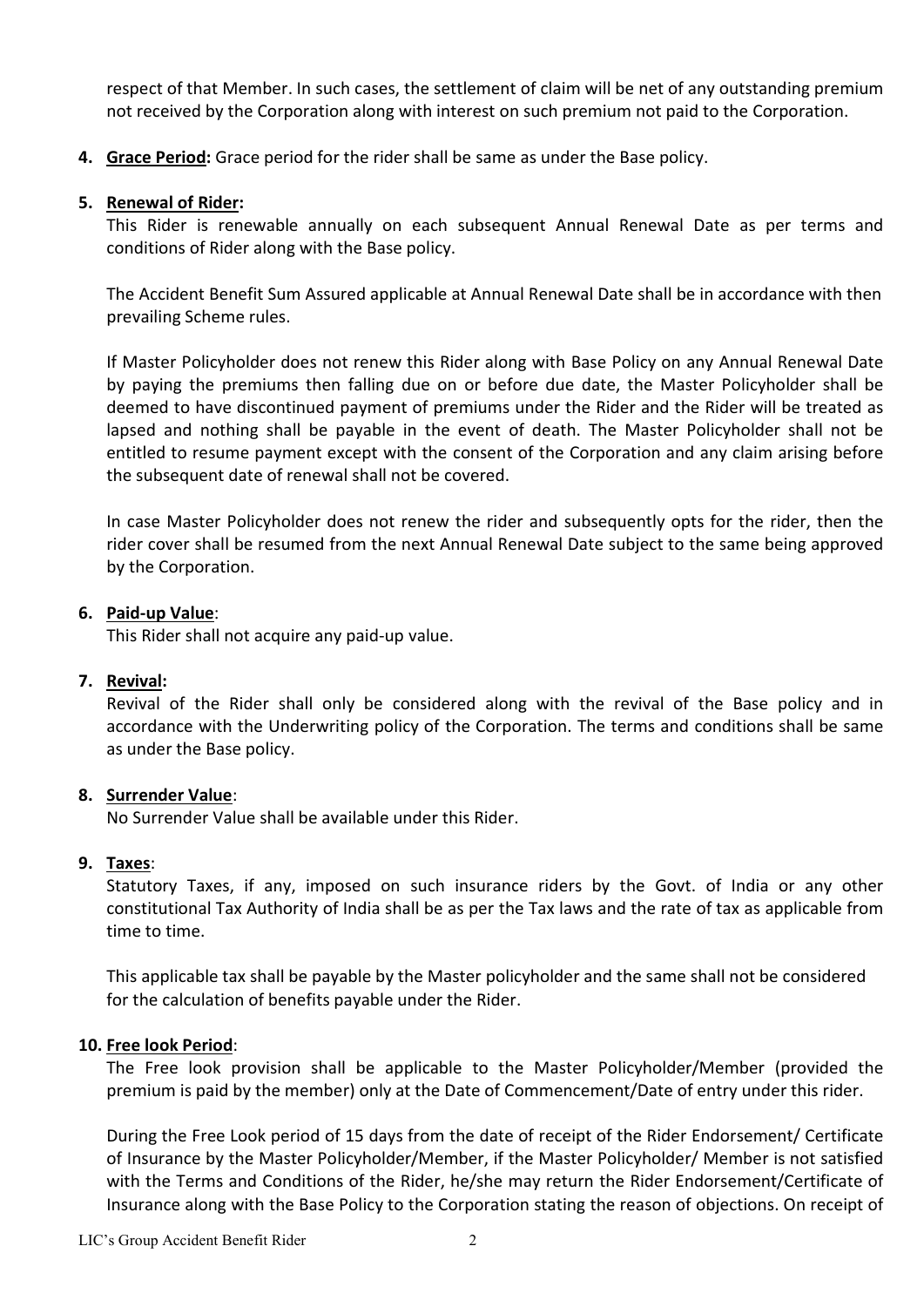respect of that Member. In such cases, the settlement of claim will be net of any outstanding premium not received by the Corporation along with interest on such premium not paid to the Corporation.

4. **Grace Period:** Grace period for the rider shall be same as under the Base policy.

5. **Renewal of Rider:**

   This Rider is renewable annually on each subsequent Annual Renewal Date as per terms and conditions of Rider along with the Base policy.

   The Accident Benefit Sum Assured applicable at Annual Renewal Date shall be in accordance with then prevailing Scheme rules.

   If Master Policyholder does not renew this Rider along with Base Policy on any Annual Renewal Date by paying the premiums then falling due on or before due date, the Master Policyholder shall be deemed to have discontinued payment of premiums under the Rider and the Rider will be treated as lapsed and nothing shall be payable in the event of death. The Master Policyholder shall not be entitled to resume payment except with the consent of the Corporation and any claim arising before the subsequent date of renewal shall not be covered.

   In case Master Policyholder does not renew the rider and subsequently opts for the rider, then the rider cover shall be resumed from the next Annual Renewal Date subject to the same being approved by the Corporation.

6. **Paid-up Value**:

   This Rider shall not acquire any paid-up value.

7. **Revival:**

   Revival of the Rider shall only be considered along with the revival of the Base policy and in accordance with the Underwriting policy of the Corporation. The terms and conditions shall be same as under the Base policy.

8. **Surrender Value**:

   No Surrender Value shall be available under this Rider.

9. **Taxes**:

   Statutory Taxes, if any, imposed on such insurance riders by the Govt. of India or any other constitutional Tax Authority of India shall be as per the Tax laws and the rate of tax as applicable from time to time.

   This applicable tax shall be payable by the Master policyholder and the same shall not be considered for the calculation of benefits payable under the Rider.

10. **Free look Period**:

    The Free look provision shall be applicable to the Master Policyholder/Member (provided the premium is paid by the member) only at the Date of Commencement/Date of entry under this rider.

    During the Free Look period of 15 days from the date of receipt of the Rider Endorsement/ Certificate of Insurance by the Master Policyholder/Member, if the Master Policyholder/ Member is not satisfied with the Terms and Conditions of the Rider, he/she may return the Rider Endorsement/Certificate of Insurance along with the Base Policy to the Corporation stating the reason of objections. On receipt of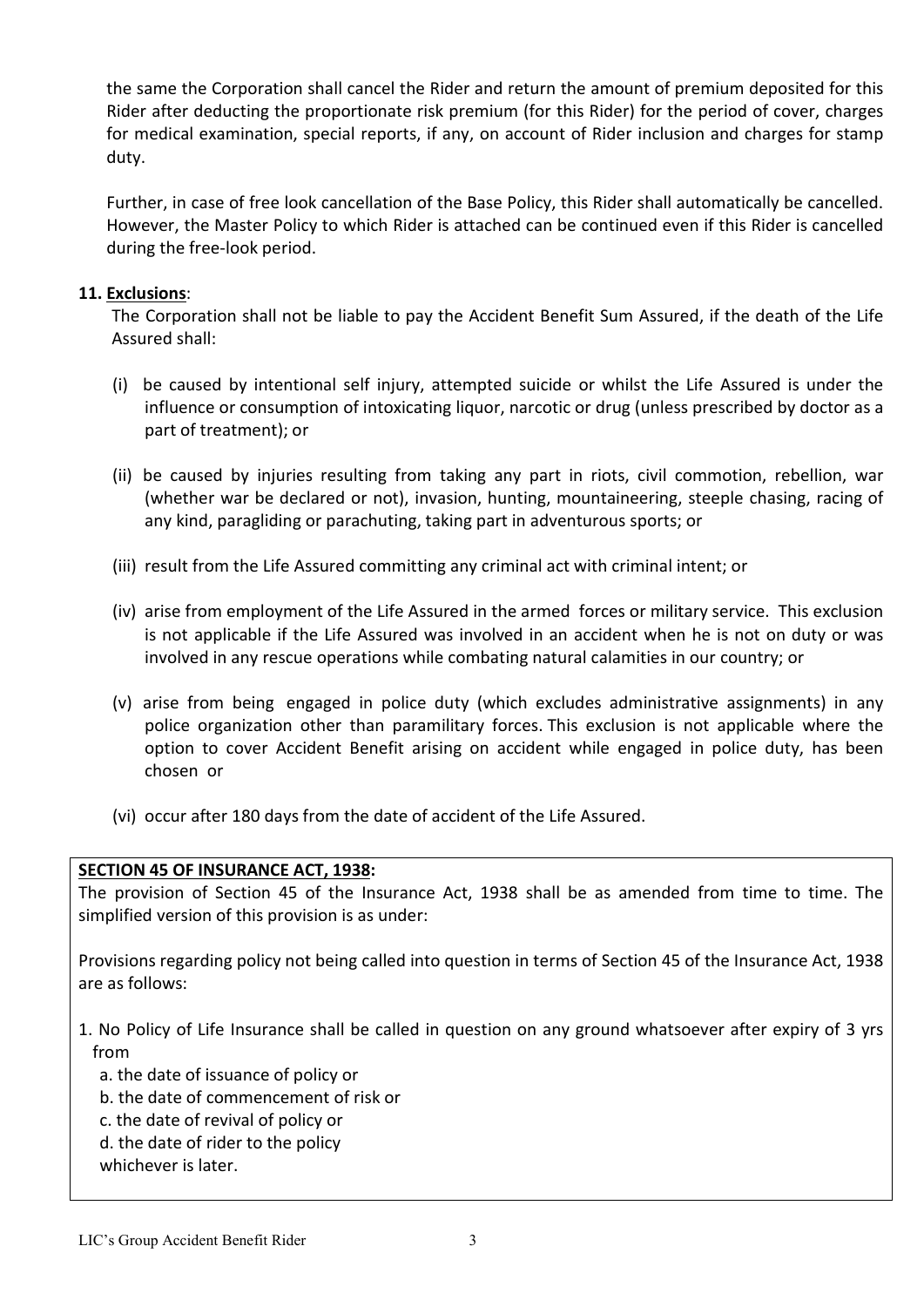the same the Corporation shall cancel the Rider and return the amount of premium deposited for this Rider after deducting the proportionate risk premium (for this Rider) for the period of cover, charges for medical examination, special reports, if any, on account of Rider inclusion and charges for stamp duty.

Further, in case of free look cancellation of the Base Policy, this Rider shall automatically be cancelled. However, the Master Policy to which Rider is attached can be continued even if this Rider is cancelled during the free-look period.

**11. Exclusions**:

The Corporation shall not be liable to pay the Accident Benefit Sum Assured, if the death of the Life Assured shall:

(i) be caused by intentional self injury, attempted suicide or whilst the Life Assured is under the influence or consumption of intoxicating liquor, narcotic or drug (unless prescribed by doctor as a part of treatment); or

(ii) be caused by injuries resulting from taking any part in riots, civil commotion, rebellion, war (whether war be declared or not), invasion, hunting, mountaineering, steeple chasing, racing of any kind, paragliding or parachuting, taking part in adventurous sports; or

(iii) result from the Life Assured committing any criminal act with criminal intent; or

(iv) arise from employment of the Life Assured in the armed forces or military service. This exclusion is not applicable if the Life Assured was involved in an accident when he is not on duty or was involved in any rescue operations while combating natural calamities in our country; or

(v) arise from being engaged in police duty (which excludes administrative assignments) in any police organization other than paramilitary forces. This exclusion is not applicable where the option to cover Accident Benefit arising on accident while engaged in police duty, has been chosen or

(vi) occur after 180 days from the date of accident of the Life Assured.

**SECTION 45 OF INSURANCE ACT, 1938:**

The provision of Section 45 of the Insurance Act, 1938 shall be as amended from time to time. The simplified version of this provision is as under:

Provisions regarding policy not being called into question in terms of Section 45 of the Insurance Act, 1938 are as follows:

1. No Policy of Life Insurance shall be called in question on any ground whatsoever after expiry of 3 yrs from
   a. the date of issuance of policy or
   b. the date of commencement of risk or
   c. the date of revival of policy or
   d. the date of rider to the policy
   
   whichever is later.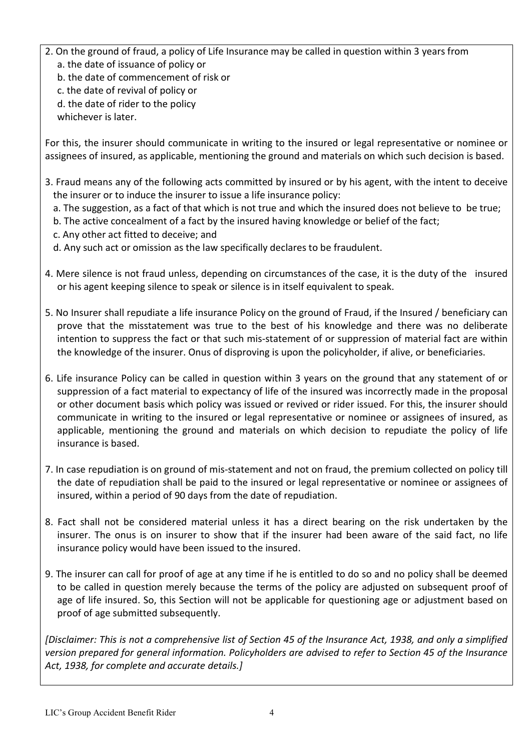2. On the ground of fraud, a policy of Life Insurance may be called in question within 3 years from
   a. the date of issuance of policy or
   b. the date of commencement of risk or
   c. the date of revival of policy or
   d. the date of rider to the policy

   whichever is later.

For this, the insurer should communicate in writing to the insured or legal representative or nominee or assignees of insured, as applicable, mentioning the ground and materials on which such decision is based.

3. Fraud means any of the following acts committed by insured or by his agent, with the intent to deceive the insurer or to induce the insurer to issue a life insurance policy:
   a. The suggestion, as a fact of that which is not true and which the insured does not believe to be true;
   b. The active concealment of a fact by the insured having knowledge or belief of the fact;
   c. Any other act fitted to deceive; and
   d. Any such act or omission as the law specifically declares to be fraudulent.

4. Mere silence is not fraud unless, depending on circumstances of the case, it is the duty of the insured or his agent keeping silence to speak or silence is in itself equivalent to speak.

5. No Insurer shall repudiate a life insurance Policy on the ground of Fraud, if the Insured / beneficiary can prove that the misstatement was true to the best of his knowledge and there was no deliberate intention to suppress the fact or that such mis-statement of or suppression of material fact are within the knowledge of the insurer. Onus of disproving is upon the policyholder, if alive, or beneficiaries.

6. Life insurance Policy can be called in question within 3 years on the ground that any statement of or suppression of a fact material to expectancy of life of the insured was incorrectly made in the proposal or other document basis which policy was issued or revived or rider issued. For this, the insurer should communicate in writing to the insured or legal representative or nominee or assignees of insured, as applicable, mentioning the ground and materials on which decision to repudiate the policy of life insurance is based.

7. In case repudiation is on ground of mis-statement and not on fraud, the premium collected on policy till the date of repudiation shall be paid to the insured or legal representative or nominee or assignees of insured, within a period of 90 days from the date of repudiation.

8. Fact shall not be considered material unless it has a direct bearing on the risk undertaken by the insurer. The onus is on insurer to show that if the insurer had been aware of the said fact, no life insurance policy would have been issued to the insured.

9. The insurer can call for proof of age at any time if he is entitled to do so and no policy shall be deemed to be called in question merely because the terms of the policy are adjusted on subsequent proof of age of life insured. So, this Section will not be applicable for questioning age or adjustment based on proof of age submitted subsequently.

*[Disclaimer: This is not a comprehensive list of Section 45 of the Insurance Act, 1938, and only a simplified version prepared for general information. Policyholders are advised to refer to Section 45 of the Insurance Act, 1938, for complete and accurate details.]*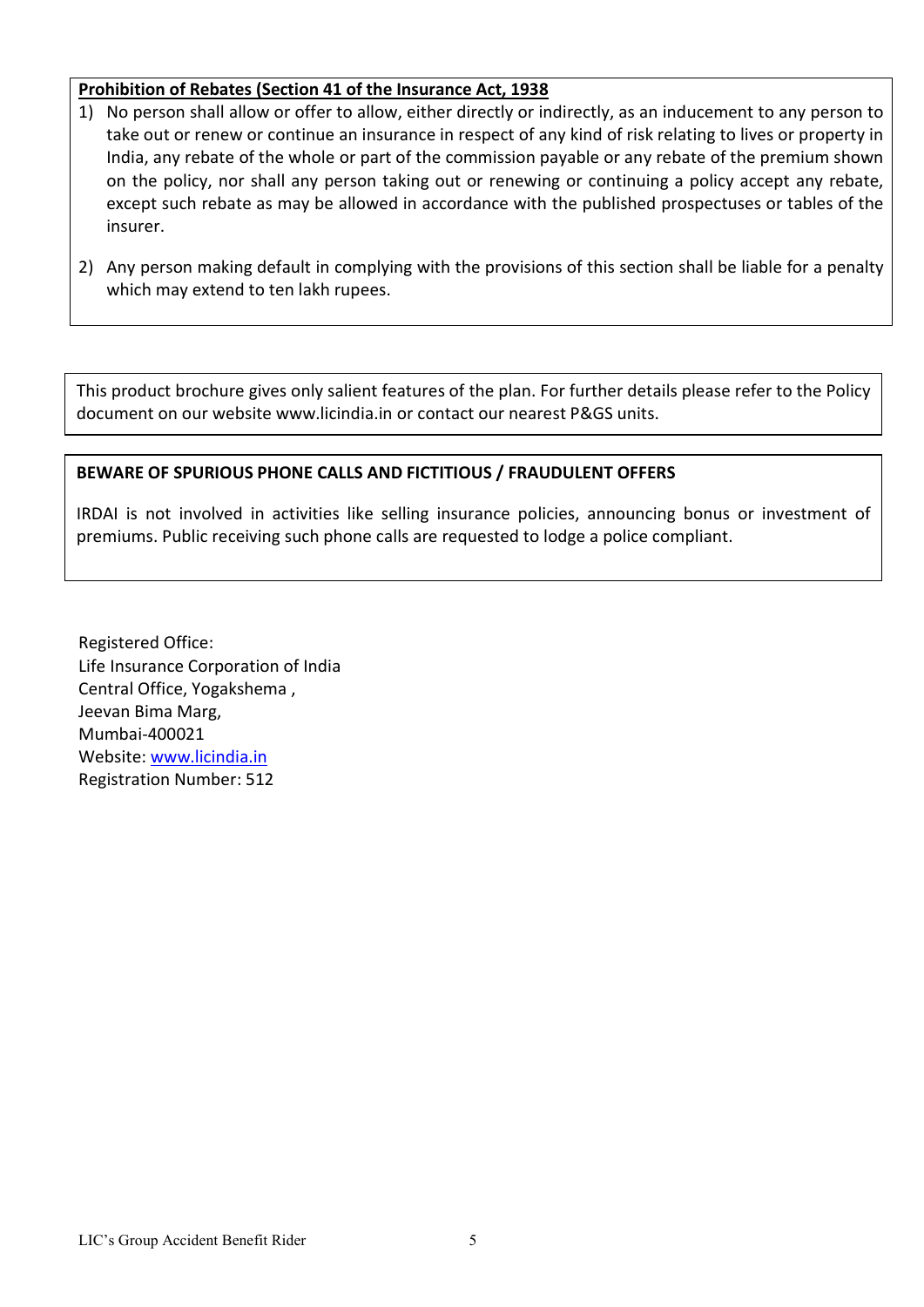**Prohibition of Rebates (Section 41 of the Insurance Act, 1938**

1) No person shall allow or offer to allow, either directly or indirectly, as an inducement to any person to take out or renew or continue an insurance in respect of any kind of risk relating to lives or property in India, any rebate of the whole or part of the commission payable or any rebate of the premium shown on the policy, nor shall any person taking out or renewing or continuing a policy accept any rebate, except such rebate as may be allowed in accordance with the published prospectuses or tables of the insurer.
2) Any person making default in complying with the provisions of this section shall be liable for a penalty which may extend to ten lakh rupees.

This product brochure gives only salient features of the plan. For further details please refer to the Policy document on our website www.licindia.in or contact our nearest P&GS units.

**BEWARE OF SPURIOUS PHONE CALLS AND FICTITIOUS / FRAUDULENT OFFERS**

IRDAI is not involved in activities like selling insurance policies, announcing bonus or investment of premiums. Public receiving such phone calls are requested to lodge a police compliant.

Registered Office:  
Life Insurance Corporation of India  
Central Office, Yogakshema ,  
Jeevan Bima Marg,  
Mumbai-400021  
Website: www.licindia.in  
Registration Number: 512